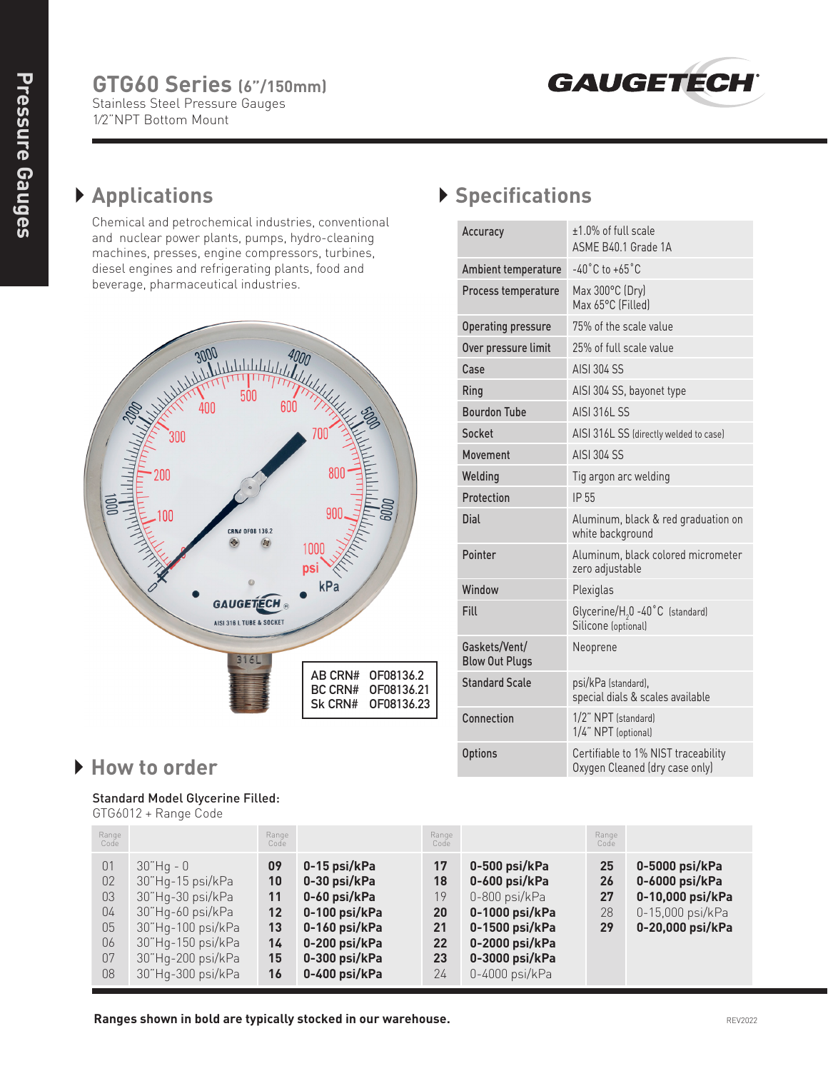Pressure Gauges

# GTG60 Series (6"/150mm)

Stainless Steel Pressure Gauges
1/2"NPT Bottom Mount

GAUGETECH

## Applications

Chemical and petrochemical industries, conventional and nuclear power plants, pumps, hydro-cleaning machines, presses, engine compressors, turbines, diesel engines and refrigerating plants, food and beverage, pharmaceutical industries.

| | |
|---|---|
| AB CRN# | OF08136.2 |
| BC CRN# | OF08136.21 |
| Sk CRN# | OF08136.23 |

## Specifications

| | |
|---|---|
| Accuracy | ±1.0% of full scale<br>ASME B40.1 Grade 1A |
| Ambient temperature | -40˚C to +65˚C |
| Process temperature | Max 300°C (Dry)<br>Max 65°C (Filled) |
| Operating pressure | 75% of the scale value |
| Over pressure limit | 25% of full scale value |
| Case | AISI 304 SS |
| Ring | AISI 304 SS, bayonet type |
| Bourdon Tube | AISI 316L SS |
| Socket | AISI 316L SS (directly welded to case) |
| Movement | AISI 304 SS |
| Welding | Tig argon arc welding |
| Protection | IP 55 |
| Dial | Aluminum, black & red graduation on white background |
| Pointer | Aluminum, black colored micrometer zero adjustable |
| Window | Plexiglas |
| Fill | Glycerine/$H_2O$ -40˚C (standard)<br>Silicone (optional) |
| Gaskets/Vent/ Blow Out Plugs | Neoprene |
| Standard Scale | psi/kPa (standard),<br>special dials & scales available |
| Connection | 1/2" NPT (standard)<br>1/4" NPT (optional) |
| Options | Certifiable to 1% NIST traceability<br>Oxygen Cleaned (dry case only) |

## How to order

**Standard Model Glycerine Filled:**
GTG6012 + Range Code

| Range Code | | Range Code | | Range Code | | Range Code | |
|---|---|---|---|---|---|---|---|
| 01 | 30"Hg - 0 | **09** | **0-15 psi/kPa** | **17** | **0-500 psi/kPa** | **25** | **0-5000 psi/kPa** |
| 02 | 30"Hg-15 psi/kPa | **10** | **0-30 psi/kPa** | **18** | **0-600 psi/kPa** | **26** | **0-6000 psi/kPa** |
| 03 | 30"Hg-30 psi/kPa | **11** | **0-60 psi/kPa** | 19 | 0-800 psi/kPa | **27** | **0-10,000 psi/kPa** |
| 04 | 30"Hg-60 psi/kPa | **12** | **0-100 psi/kPa** | **20** | **0-1000 psi/kPa** | 28 | 0-15,000 psi/kPa |
| 05 | 30"Hg-100 psi/kPa | **13** | **0-160 psi/kPa** | **21** | **0-1500 psi/kPa** | **29** | **0-20,000 psi/kPa** |
| 06 | 30"Hg-150 psi/kPa | **14** | **0-200 psi/kPa** | **22** | **0-2000 psi/kPa** | | |
| 07 | 30"Hg-200 psi/kPa | **15** | **0-300 psi/kPa** | **23** | **0-3000 psi/kPa** | | |
| 08 | 30"Hg-300 psi/kPa | **16** | **0-400 psi/kPa** | 24 | 0-4000 psi/kPa | | |

**Ranges shown in bold are typically stocked in our warehouse.**

REV2022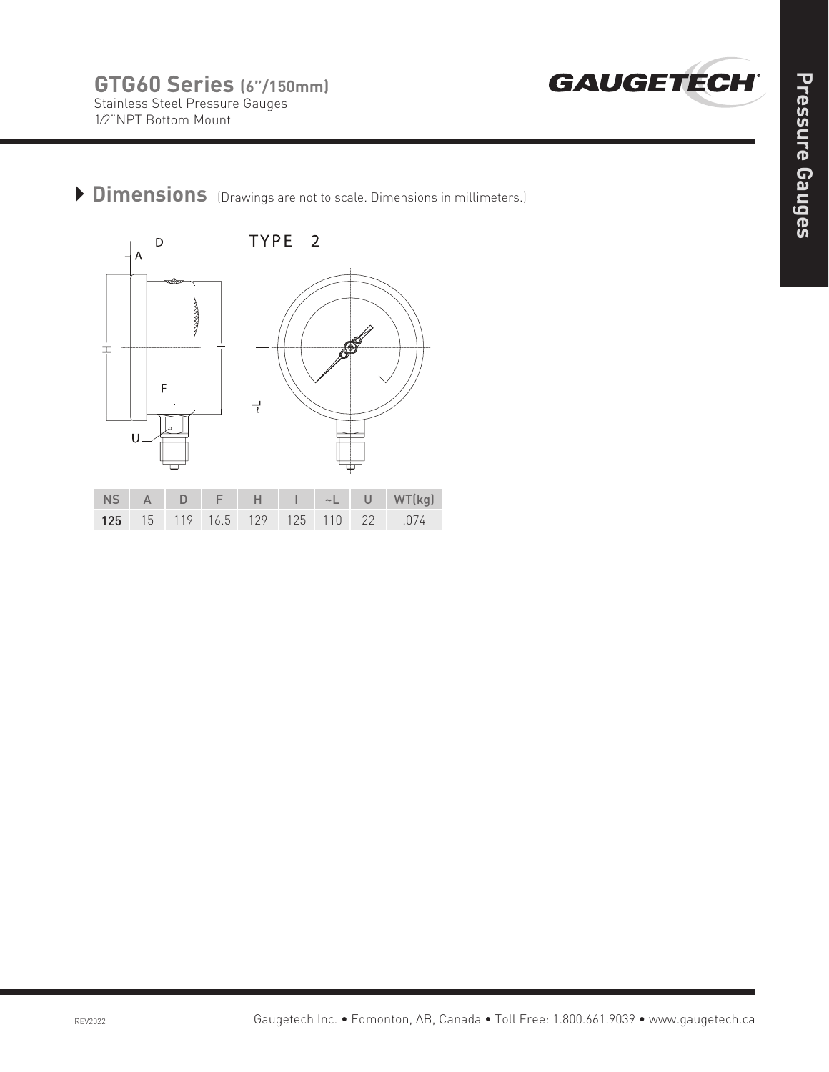# GTG60 Series (6"/150mm)

Stainless Steel Pressure Gauges
1/2"NPT Bottom Mount

## Dimensions (Drawings are not to scale. Dimensions in millimeters.)

TYPE - 2

| NS | A | D | F | H | I | ~L | U | WT(kg) |
|---|---|---|---|---|---|---|---|---|
| 125 | 15 | 119 | 16.5 | 129 | 125 | 110 | 22 | .074 |

REV2022

Gaugetech Inc. • Edmonton, AB, Canada • Toll Free: 1.800.661.9039 • www.gaugetech.ca